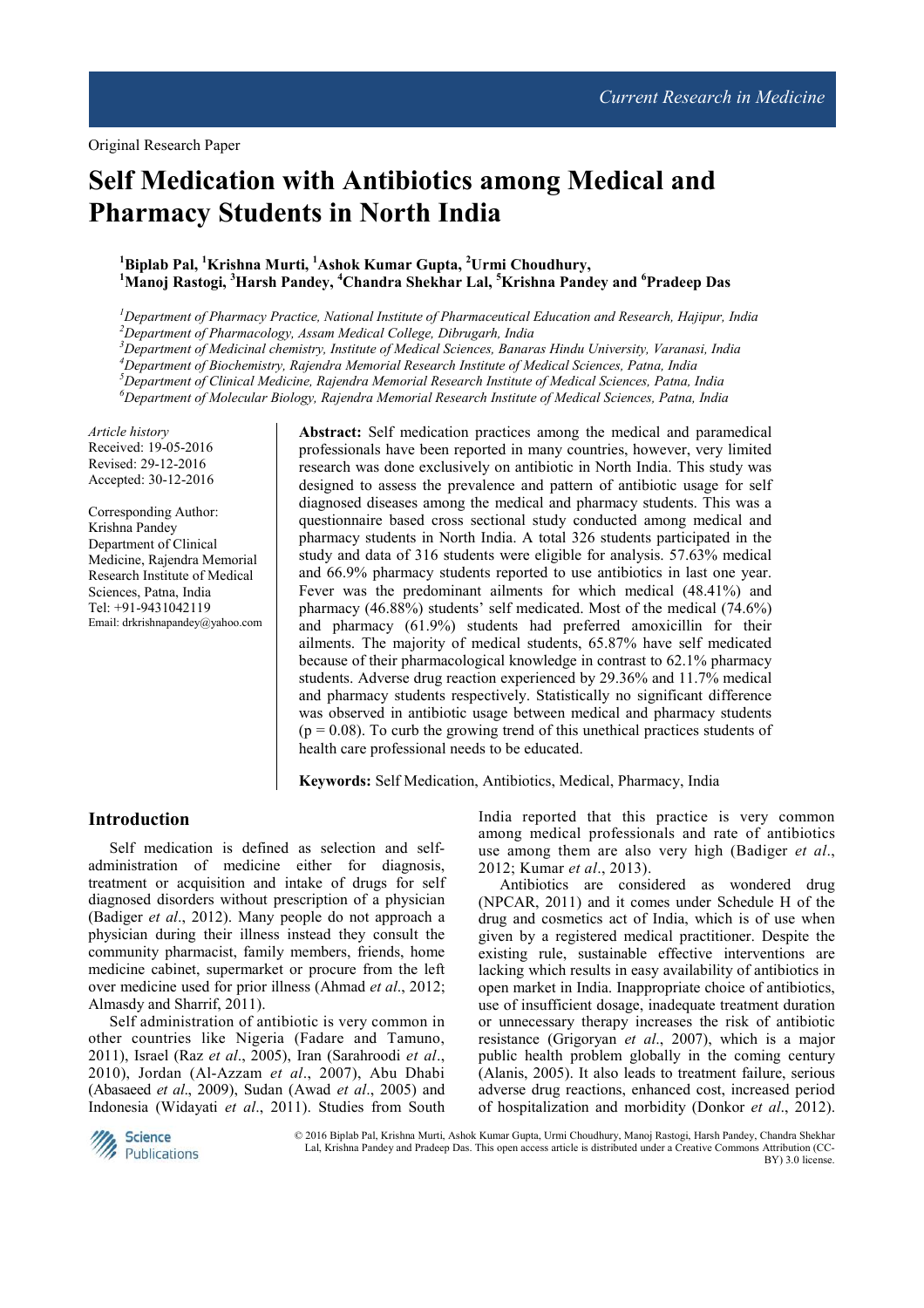Original Research Paper

# Self Medication with Antibiotics among Medical and Pharmacy Students in North India

**[1]Biplab Pal, [1]Krishna Murti, [1]Ashok Kumar Gupta, [2]Urmi Choudhury, [1]Manoj Rastogi, [3]Harsh Pandey, [4]Chandra Shekhar Lal, [5]Krishna Pandey and [6]Pradeep Das**

*[1]Department of Pharmacy Practice, National Institute of Pharmaceutical Education and Research, Hajipur, India*
*[2]Department of Pharmacology, Assam Medical College, Dibrugarh, India*
*[3]Department of Medicinal chemistry, Institute of Medical Sciences, Banaras Hindu University, Varanasi, India*
*[4]Department of Biochemistry, Rajendra Memorial Research Institute of Medical Sciences, Patna, India*
*[5]Department of Clinical Medicine, Rajendra Memorial Research Institute of Medical Sciences, Patna, India*
*[6]Department of Molecular Biology, Rajendra Memorial Research Institute of Medical Sciences, Patna, India*

*Article history*
Received: 19-05-2016
Revised: 29-12-2016
Accepted: 30-12-2016

Corresponding Author:
Krishna Pandey
Department of Clinical Medicine, Rajendra Memorial Research Institute of Medical Sciences, Patna, India
Tel: +91-9431042119
Email: drkrishnapandey@yahoo.com

**Abstract:** Self medication practices among the medical and paramedical professionals have been reported in many countries, however, very limited research was done exclusively on antibiotic in North India. This study was designed to assess the prevalence and pattern of antibiotic usage for self diagnosed diseases among the medical and pharmacy students. This was a questionnaire based cross sectional study conducted among medical and pharmacy students in North India. A total 326 students participated in the study and data of 316 students were eligible for analysis. 57.63% medical and 66.9% pharmacy students reported to use antibiotics in last one year. Fever was the predominant ailments for which medical (48.41%) and pharmacy (46.88%) students' self medicated. Most of the medical (74.6%) and pharmacy (61.9%) students had preferred amoxicillin for their ailments. The majority of medical students, 65.87% have self medicated because of their pharmacological knowledge in contrast to 62.1% pharmacy students. Adverse drug reaction experienced by 29.36% and 11.7% medical and pharmacy students respectively. Statistically no significant difference was observed in antibiotic usage between medical and pharmacy students ($p = 0.08$). To curb the growing trend of this unethical practices students of health care professional needs to be educated.

**Keywords:** Self Medication, Antibiotics, Medical, Pharmacy, India

## Introduction

Self medication is defined as selection and self-administration of medicine either for diagnosis, treatment or acquisition and intake of drugs for self diagnosed disorders without prescription of a physician (Badiger *et al*., 2012). Many people do not approach a physician during their illness instead they consult the community pharmacist, family members, friends, home medicine cabinet, supermarket or procure from the left over medicine used for prior illness (Ahmad *et al*., 2012; Almasdy and Sharrif, 2011).

Self administration of antibiotic is very common in other countries like Nigeria (Fadare and Tamuno, 2011), Israel (Raz *et al*., 2005), Iran (Sarahroodi *et al*., 2010), Jordan (Al-Azzam *et al*., 2007), Abu Dhabi (Abasaeed *et al*., 2009), Sudan (Awad *et al*., 2005) and Indonesia (Widayati *et al*., 2011). Studies from South India reported that this practice is very common among medical professionals and rate of antibiotics use among them are also very high (Badiger *et al*., 2012; Kumar *et al*., 2013).

Antibiotics are considered as wondered drug (NPCAR, 2011) and it comes under Schedule H of the drug and cosmetics act of India, which is of use when given by a registered medical practitioner. Despite the existing rule, sustainable effective interventions are lacking which results in easy availability of antibiotics in open market in India. Inappropriate choice of antibiotics, use of insufficient dosage, inadequate treatment duration or unnecessary therapy increases the risk of antibiotic resistance (Grigoryan *et al*., 2007), which is a major public health problem globally in the coming century (Alanis, 2005). It also leads to treatment failure, serious adverse drug reactions, enhanced cost, increased period of hospitalization and morbidity (Donkor *et al*., 2012).

© 2016 Biplab Pal, Krishna Murti, Ashok Kumar Gupta, Urmi Choudhury, Manoj Rastogi, Harsh Pandey, Chandra Shekhar Lal, Krishna Pandey and Pradeep Das. This open access article is distributed under a Creative Commons Attribution (CC-BY) 3.0 license.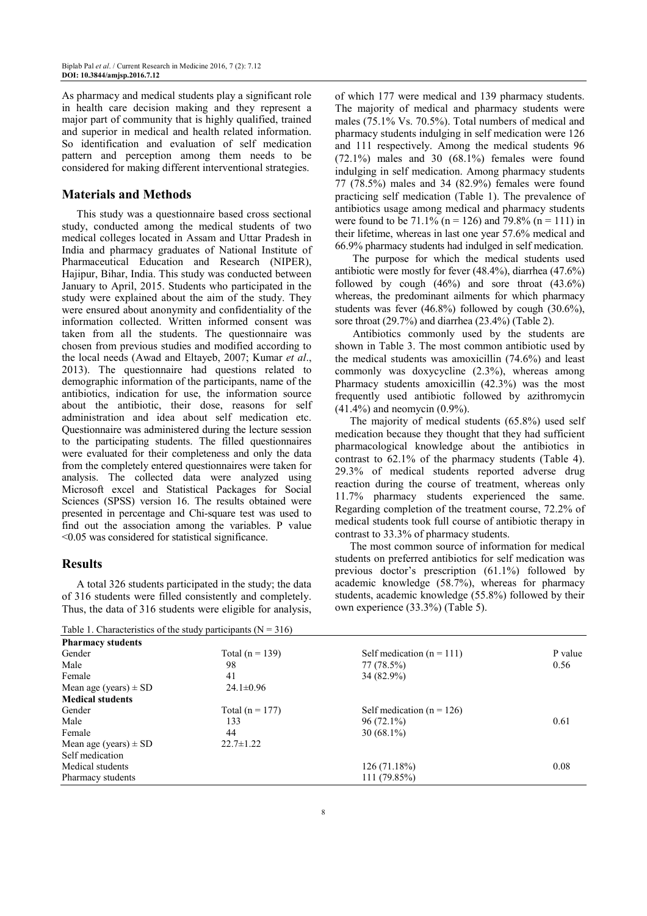As pharmacy and medical students play a significant role in health care decision making and they represent a major part of community that is highly qualified, trained and superior in medical and health related information. So identification and evaluation of self medication pattern and perception among them needs to be considered for making different interventional strategies.

## Materials and Methods

This study was a questionnaire based cross sectional study, conducted among the medical students of two medical colleges located in Assam and Uttar Pradesh in India and pharmacy graduates of National Institute of Pharmaceutical Education and Research (NIPER), Hajipur, Bihar, India. This study was conducted between January to April, 2015. Students who participated in the study were explained about the aim of the study. They were ensured about anonymity and confidentiality of the information collected. Written informed consent was taken from all the students. The questionnaire was chosen from previous studies and modified according to the local needs (Awad and Eltayeb, 2007; Kumar *et al*., 2013). The questionnaire had questions related to demographic information of the participants, name of the antibiotics, indication for use, the information source about the antibiotic, their dose, reasons for self administration and idea about self medication etc. Questionnaire was administered during the lecture session to the participating students. The filled questionnaires were evaluated for their completeness and only the data from the completely entered questionnaires were taken for analysis. The collected data were analyzed using Microsoft excel and Statistical Packages for Social Sciences (SPSS) version 16. The results obtained were presented in percentage and Chi-square test was used to find out the association among the variables. P value <0.05 was considered for statistical significance.

## Results

A total 326 students participated in the study; the data of 316 students were filled consistently and completely. Thus, the data of 316 students were eligible for analysis, of which 177 were medical and 139 pharmacy students. The majority of medical and pharmacy students were males (75.1% Vs. 70.5%). Total numbers of medical and pharmacy students indulging in self medication were 126 and 111 respectively. Among the medical students 96 (72.1%) males and 30 (68.1%) females were found indulging in self medication. Among pharmacy students 77 (78.5%) males and 34 (82.9%) females were found practicing self medication (Table 1). The prevalence of antibiotics usage among medical and pharmacy students were found to be 71.1% (n = 126) and 79.8% (n = 111) in their lifetime, whereas in last one year 57.6% medical and 66.9% pharmacy students had indulged in self medication.

The purpose for which the medical students used antibiotic were mostly for fever (48.4%), diarrhea (47.6%) followed by cough (46%) and sore throat (43.6%) whereas, the predominant ailments for which pharmacy students was fever (46.8%) followed by cough (30.6%), sore throat (29.7%) and diarrhea (23.4%) (Table 2).

Antibiotics commonly used by the students are shown in Table 3. The most common antibiotic used by the medical students was amoxicillin (74.6%) and least commonly was doxycycline (2.3%), whereas among Pharmacy students amoxicillin (42.3%) was the most frequently used antibiotic followed by azithromycin (41.4%) and neomycin (0.9%).

The majority of medical students (65.8%) used self medication because they thought that they had sufficient pharmacological knowledge about the antibiotics in contrast to 62.1% of the pharmacy students (Table 4). 29.3% of medical students reported adverse drug reaction during the course of treatment, whereas only 11.7% pharmacy students experienced the same. Regarding completion of the treatment course, 72.2% of medical students took full course of antibiotic therapy in contrast to 33.3% of pharmacy students.

The most common source of information for medical students on preferred antibiotics for self medication was previous doctor's prescription (61.1%) followed by academic knowledge (58.7%), whereas for pharmacy students, academic knowledge (55.8%) followed by their own experience (33.3%) (Table 5).

Table 1. Characteristics of the study participants (N = 316)

| **Pharmacy students** | | | |
|---|---|---|---|
| Gender | Total (n = 139) | Self medication (n = 111) | P value |
| Male | 98 | 77 (78.5%) | 0.56 |
| Female | 41 | 34 (82.9%) | |
| Mean age (years) ± SD | 24.1±0.96 | | |
| **Medical students** | | | |
| Gender | Total (n = 177) | Self medication (n = 126) | |
| Male | 133 | 96 (72.1%) | 0.61 |
| Female | 44 | 30 (68.1%) | |
| Mean age (years) ± SD | 22.7±1.22 | | |
| Self medication | | | |
| Medical students | | 126 (71.18%) | 0.08 |
| Pharmacy students | | 111 (79.85%) | |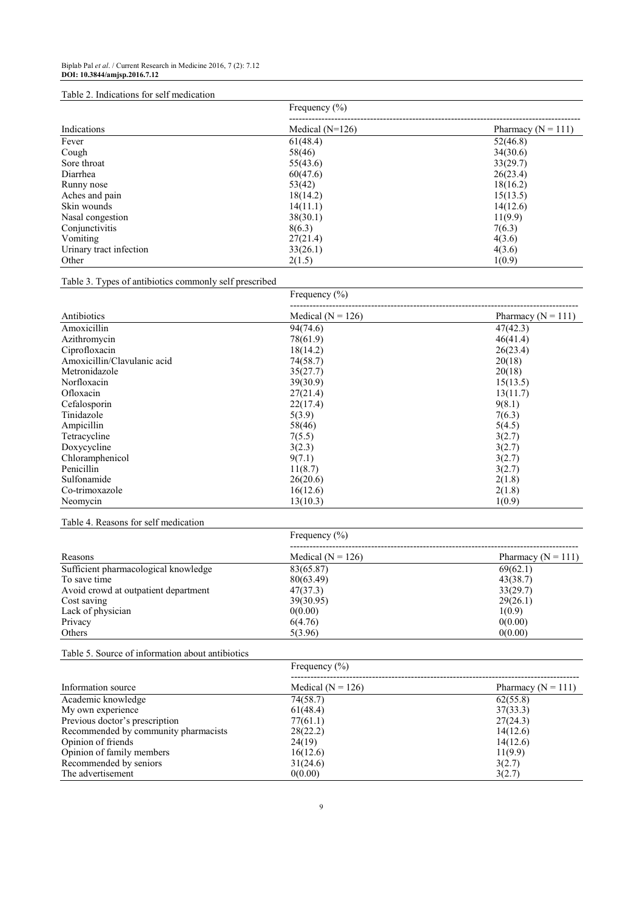Table 2. Indications for self medication

| Indications | Frequency (%) | |
|---|---|---|
| | Medical (N=126) | Pharmacy (N = 111) |
| Fever | 61(48.4) | 52(46.8) |
| Cough | 58(46) | 34(30.6) |
| Sore throat | 55(43.6) | 33(29.7) |
| Diarrhea | 60(47.6) | 26(23.4) |
| Runny nose | 53(42) | 18(16.2) |
| Aches and pain | 18(14.2) | 15(13.5) |
| Skin wounds | 14(11.1) | 14(12.6) |
| Nasal congestion | 38(30.1) | 11(9.9) |
| Conjunctivitis | 8(6.3) | 7(6.3) |
| Vomiting | 27(21.4) | 4(3.6) |
| Urinary tract infection | 33(26.1) | 4(3.6) |
| Other | 2(1.5) | 1(0.9) |

Table 3. Types of antibiotics commonly self prescribed

| Antibiotics | Frequency (%) | |
|---|---|---|
| | Medical (N = 126) | Pharmacy (N = 111) |
| Amoxicillin | 94(74.6) | 47(42.3) |
| Azithromycin | 78(61.9) | 46(41.4) |
| Ciprofloxacin | 18(14.2) | 26(23.4) |
| Amoxicillin/Clavulanic acid | 74(58.7) | 20(18) |
| Metronidazole | 35(27.7) | 20(18) |
| Norfloxacin | 39(30.9) | 15(13.5) |
| Ofloxacin | 27(21.4) | 13(11.7) |
| Cefalosporin | 22(17.4) | 9(8.1) |
| Tinidazole | 5(3.9) | 7(6.3) |
| Ampicillin | 58(46) | 5(4.5) |
| Tetracycline | 7(5.5) | 3(2.7) |
| Doxycycline | 3(2.3) | 3(2.7) |
| Chloramphenicol | 9(7.1) | 3(2.7) |
| Penicillin | 11(8.7) | 3(2.7) |
| Sulfonamide | 26(20.6) | 2(1.8) |
| Co-trimoxazole | 16(12.6) | 2(1.8) |
| Neomycin | 13(10.3) | 1(0.9) |

Table 4. Reasons for self medication

| Reasons | Frequency (%) | |
|---|---|---|
| | Medical (N = 126) | Pharmacy (N = 111) |
| Sufficient pharmacological knowledge | 83(65.87) | 69(62.1) |
| To save time | 80(63.49) | 43(38.7) |
| Avoid crowd at outpatient department | 47(37.3) | 33(29.7) |
| Cost saving | 39(30.95) | 29(26.1) |
| Lack of physician | 0(0.00) | 1(0.9) |
| Privacy | 6(4.76) | 0(0.00) |
| Others | 5(3.96) | 0(0.00) |

Table 5. Source of information about antibiotics

| Information source | Frequency (%) | |
|---|---|---|
| | Medical (N = 126) | Pharmacy (N = 111) |
| Academic knowledge | 74(58.7) | 62(55.8) |
| My own experience | 61(48.4) | 37(33.3) |
| Previous doctor's prescription | 77(61.1) | 27(24.3) |
| Recommended by community pharmacists | 28(22.2) | 14(12.6) |
| Opinion of friends | 24(19) | 14(12.6) |
| Opinion of family members | 16(12.6) | 11(9.9) |
| Recommended by seniors | 31(24.6) | 3(2.7) |
| The advertisement | 0(0.00) | 3(2.7) |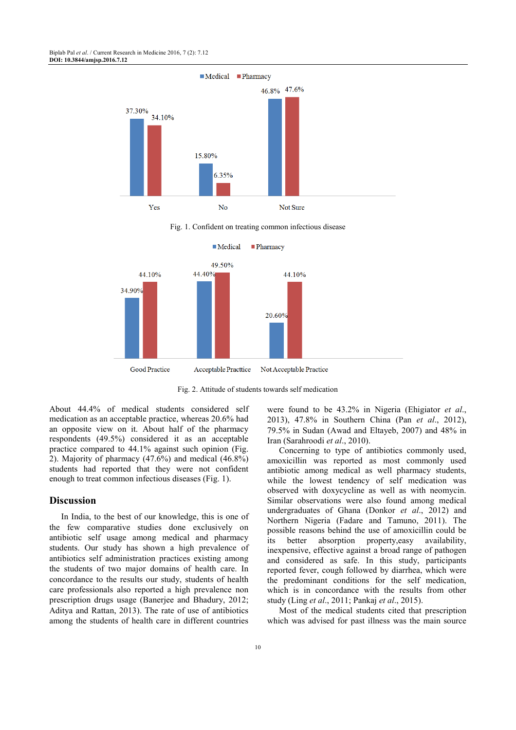Fig. 1. Confident on treating common infectious disease

Fig. 2. Attitude of students towards self medication

About 44.4% of medical students considered self medication as an acceptable practice, whereas 20.6% had an opposite view on it. About half of the pharmacy respondents (49.5%) considered it as an acceptable practice compared to 44.1% against such opinion (Fig. 2). Majority of pharmacy (47.6%) and medical (46.8%) students had reported that they were not confident enough to treat common infectious diseases (Fig. 1).

## Discussion

In India, to the best of our knowledge, this is one of the few comparative studies done exclusively on antibiotic self usage among medical and pharmacy students. Our study has shown a high prevalence of antibiotics self administration practices existing among the students of two major domains of health care. In concordance to the results our study, students of health care professionals also reported a high prevalence non prescription drugs usage (Banerjee and Bhadury, 2012; Aditya and Rattan, 2013). The rate of use of antibiotics among the students of health care in different countries were found to be 43.2% in Nigeria (Ehigiator *et al*., 2013), 47.8% in Southern China (Pan *et al*., 2012), 79.5% in Sudan (Awad and Eltayeb, 2007) and 48% in Iran (Sarahroodi *et al*., 2010).

Concerning to type of antibiotics commonly used, amoxicillin was reported as most commonly used antibiotic among medical as well pharmacy students, while the lowest tendency of self medication was observed with doxycycline as well as with neomycin. Similar observations were also found among medical undergraduates of Ghana (Donkor *et al*., 2012) and Northern Nigeria (Fadare and Tamuno, 2011). The possible reasons behind the use of amoxicillin could be its better absorption property,easy availability, inexpensive, effective against a broad range of pathogen and considered as safe. In this study, participants reported fever, cough followed by diarrhea, which were the predominant conditions for the self medication, which is in concordance with the results from other study (Ling *et al*., 2011; Pankaj *et al*., 2015).

Most of the medical students cited that prescription which was advised for past illness was the main source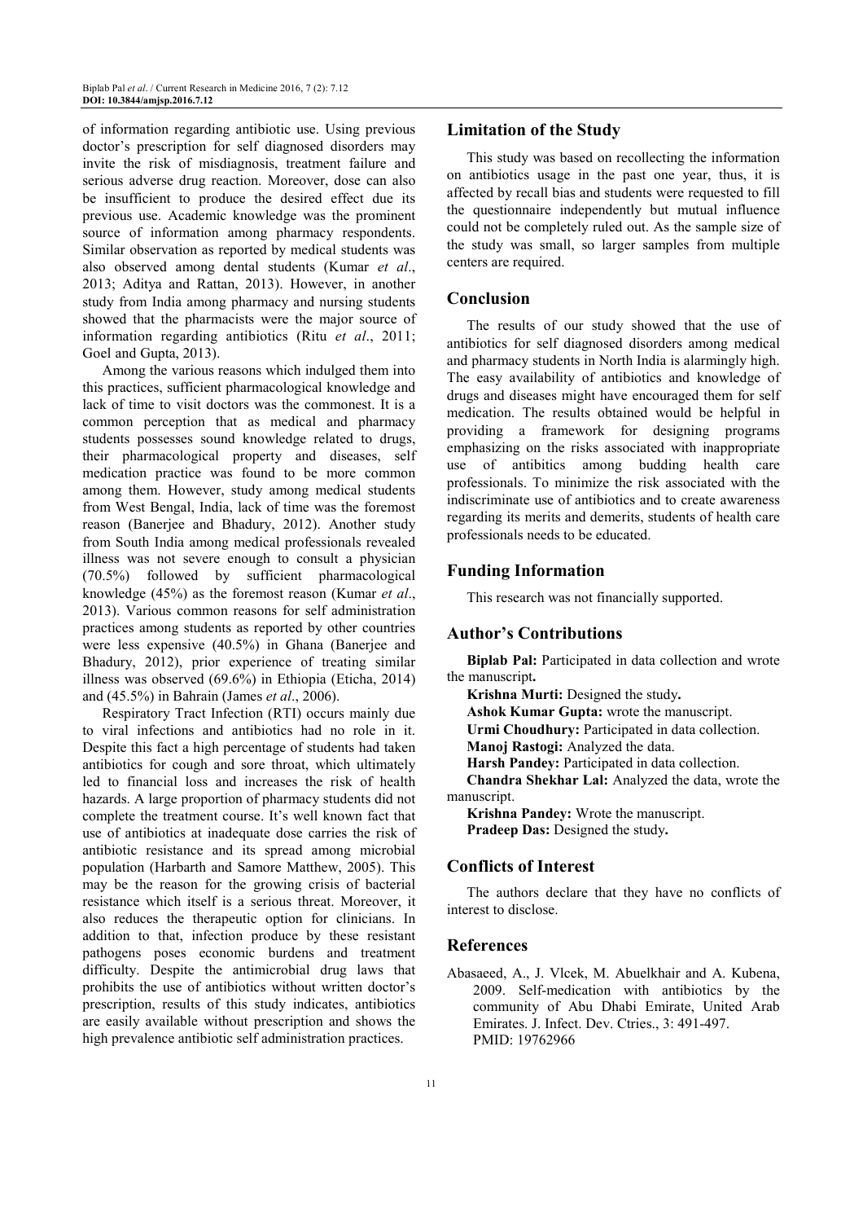of information regarding antibiotic use. Using previous doctor's prescription for self diagnosed disorders may invite the risk of misdiagnosis, treatment failure and serious adverse drug reaction. Moreover, dose can also be insufficient to produce the desired effect due its previous use. Academic knowledge was the prominent source of information among pharmacy respondents. Similar observation as reported by medical students was also observed among dental students (Kumar *et al*., 2013; Aditya and Rattan, 2013). However, in another study from India among pharmacy and nursing students showed that the pharmacists were the major source of information regarding antibiotics (Ritu *et al*., 2011; Goel and Gupta, 2013).

Among the various reasons which indulged them into this practices, sufficient pharmacological knowledge and lack of time to visit doctors was the commonest. It is a common perception that as medical and pharmacy students possesses sound knowledge related to drugs, their pharmacological property and diseases, self medication practice was found to be more common among them. However, study among medical students from West Bengal, India, lack of time was the foremost reason (Banerjee and Bhadury, 2012). Another study from South India among medical professionals revealed illness was not severe enough to consult a physician (70.5%) followed by sufficient pharmacological knowledge (45%) as the foremost reason (Kumar *et al*., 2013). Various common reasons for self administration practices among students as reported by other countries were less expensive (40.5%) in Ghana (Banerjee and Bhadury, 2012), prior experience of treating similar illness was observed (69.6%) in Ethiopia (Eticha, 2014) and (45.5%) in Bahrain (James *et al*., 2006).

Respiratory Tract Infection (RTI) occurs mainly due to viral infections and antibiotics had no role in it. Despite this fact a high percentage of students had taken antibiotics for cough and sore throat, which ultimately led to financial loss and increases the risk of health hazards. A large proportion of pharmacy students did not complete the treatment course. It's well known fact that use of antibiotics at inadequate dose carries the risk of antibiotic resistance and its spread among microbial population (Harbarth and Samore Matthew, 2005). This may be the reason for the growing crisis of bacterial resistance which itself is a serious threat. Moreover, it also reduces the therapeutic option for clinicians. In addition to that, infection produce by these resistant pathogens poses economic burdens and treatment difficulty. Despite the antimicrobial drug laws that prohibits the use of antibiotics without written doctor's prescription, results of this study indicates, antibiotics are easily available without prescription and shows the high prevalence antibiotic self administration practices.

## Limitation of the Study

This study was based on recollecting the information on antibiotics usage in the past one year, thus, it is affected by recall bias and students were requested to fill the questionnaire independently but mutual influence could not be completely ruled out. As the sample size of the study was small, so larger samples from multiple centers are required.

## Conclusion

The results of our study showed that the use of antibiotics for self diagnosed disorders among medical and pharmacy students in North India is alarmingly high. The easy availability of antibiotics and knowledge of drugs and diseases might have encouraged them for self medication. The results obtained would be helpful in providing a framework for designing programs emphasizing on the risks associated with inappropriate use of antibitics among budding health care professionals. To minimize the risk associated with the indiscriminate use of antibiotics and to create awareness regarding its merits and demerits, students of health care professionals needs to be educated.

## Funding Information

This research was not financially supported.

## Author's Contributions

**Biplab Pal:** Participated in data collection and wrote the manuscript**.**

**Krishna Murti:** Designed the study**.**

**Ashok Kumar Gupta:** wrote the manuscript.

**Urmi Choudhury:** Participated in data collection.

**Manoj Rastogi:** Analyzed the data.

**Harsh Pandey:** Participated in data collection.

**Chandra Shekhar Lal:** Analyzed the data, wrote the manuscript.

**Krishna Pandey:** Wrote the manuscript.

**Pradeep Das:** Designed the study**.**

## Conflicts of Interest

The authors declare that they have no conflicts of interest to disclose.

## References

Abasaeed, A., J. Vlcek, M. Abuelkhair and A. Kubena, 2009. Self-medication with antibiotics by the community of Abu Dhabi Emirate, United Arab Emirates. J. Infect. Dev. Ctries., 3: 491-497. PMID: 19762966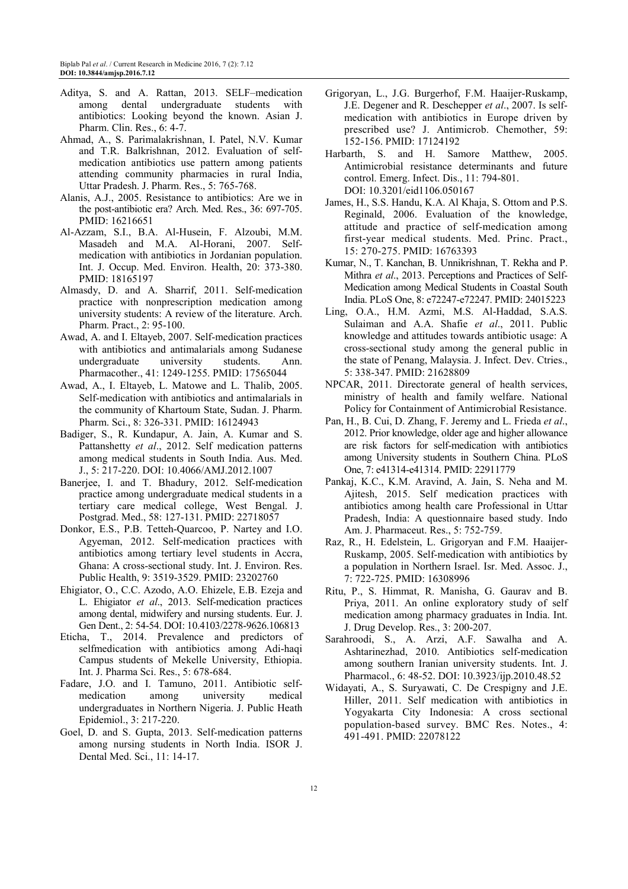Aditya, S. and A. Rattan, 2013. SELF–medication among dental undergraduate students with antibiotics: Looking beyond the known. Asian J. Pharm. Clin. Res., 6: 4-7.

Ahmad, A., S. Parimalakrishnan, I. Patel, N.V. Kumar and T.R. Balkrishnan, 2012. Evaluation of self-medication antibiotics use pattern among patients attending community pharmacies in rural India, Uttar Pradesh. J. Pharm. Res., 5: 765-768.

Alanis, A.J., 2005. Resistance to antibiotics: Are we in the post-antibiotic era? Arch. Med. Res., 36: 697-705. PMID: 16216651

Al-Azzam, S.I., B.A. Al-Husein, F. Alzoubi, M.M. Masadeh and M.A. Al-Horani, 2007. Self-medication with antibiotics in Jordanian population. Int. J. Occup. Med. Environ. Health, 20: 373-380. PMID: 18165197

Almasdy, D. and A. Sharrif, 2011. Self-medication practice with nonprescription medication among university students: A review of the literature. Arch. Pharm. Pract., 2: 95-100.

Awad, A. and I. Eltayeb, 2007. Self-medication practices with antibiotics and antimalarials among Sudanese undergraduate university students. Ann. Pharmacother., 41: 1249-1255. PMID: 17565044

Awad, A., I. Eltayeb, L. Matowe and L. Thalib, 2005. Self-medication with antibiotics and antimalarials in the community of Khartoum State, Sudan. J. Pharm. Pharm. Sci., 8: 326-331. PMID: 16124943

Badiger, S., R. Kundapur, A. Jain, A. Kumar and S. Pattanshetty *et al*., 2012. Self medication patterns among medical students in South India. Aus. Med. J., 5: 217-220. DOI: 10.4066/AMJ.2012.1007

Banerjee, I. and T. Bhadury, 2012. Self-medication practice among undergraduate medical students in a tertiary care medical college, West Bengal. J. Postgrad. Med., 58: 127-131. PMID: 22718057

Donkor, E.S., P.B. Tetteh-Quarcoo, P. Nartey and I.O. Agyeman, 2012. Self-medication practices with antibiotics among tertiary level students in Accra, Ghana: A cross-sectional study. Int. J. Environ. Res. Public Health, 9: 3519-3529. PMID: 23202760

Ehigiator, O., C.C. Azodo, A.O. Ehizele, E.B. Ezeja and L. Ehigiator *et al*., 2013. Self-medication practices among dental, midwifery and nursing students. Eur. J. Gen Dent., 2: 54-54. DOI: 10.4103/2278-9626.106813

Eticha, T., 2014. Prevalence and predictors of selfmedication with antibiotics among Adi-haqi Campus students of Mekelle University, Ethiopia. Int. J. Pharma Sci. Res., 5: 678-684.

Fadare, J.O. and I. Tamuno, 2011. Antibiotic self-medication among university medical undergraduates in Northern Nigeria. J. Public Heath Epidemiol., 3: 217-220.

Goel, D. and S. Gupta, 2013. Self-medication patterns among nursing students in North India. ISOR J. Dental Med. Sci., 11: 14-17.

Grigoryan, L., J.G. Burgerhof, F.M. Haaijer-Ruskamp, J.E. Degener and R. Deschepper *et al*., 2007. Is self-medication with antibiotics in Europe driven by prescribed use? J. Antimicrob. Chemother, 59: 152-156. PMID: 17124192

Harbarth, S. and H. Samore Matthew, 2005. Antimicrobial resistance determinants and future control. Emerg. Infect. Dis., 11: 794-801. DOI: 10.3201/eid1106.050167

James, H., S.S. Handu, K.A. Al Khaja, S. Ottom and P.S. Reginald, 2006. Evaluation of the knowledge, attitude and practice of self-medication among first-year medical students. Med. Princ. Pract., 15: 270-275. PMID: 16763393

Kumar, N., T. Kanchan, B. Unnikrishnan, T. Rekha and P. Mithra *et al*., 2013. Perceptions and Practices of Self-Medication among Medical Students in Coastal South India. PLoS One, 8: e72247-e72247. PMID: 24015223

Ling, O.A., H.M. Azmi, M.S. Al-Haddad, S.A.S. Sulaiman and A.A. Shafie *et al*., 2011. Public knowledge and attitudes towards antibiotic usage: A cross-sectional study among the general public in the state of Penang, Malaysia. J. Infect. Dev. Ctries., 5: 338-347. PMID: 21628809

NPCAR, 2011. Directorate general of health services, ministry of health and family welfare. National Policy for Containment of Antimicrobial Resistance.

Pan, H., B. Cui, D. Zhang, F. Jeremy and L. Frieda *et al*., 2012. Prior knowledge, older age and higher allowance are risk factors for self-medication with antibiotics among University students in Southern China. PLoS One, 7: e41314-e41314. PMID: 22911779

Pankaj, K.C., K.M. Aravind, A. Jain, S. Neha and M. Ajitesh, 2015. Self medication practices with antibiotics among health care Professional in Uttar Pradesh, India: A questionnaire based study. Indo Am. J. Pharmaceut. Res., 5: 752-759.

Raz, R., H. Edelstein, L. Grigoryan and F.M. Haaijer-Ruskamp, 2005. Self-medication with antibiotics by a population in Northern Israel. Isr. Med. Assoc. J., 7: 722-725. PMID: 16308996

Ritu, P., S. Himmat, R. Manisha, G. Gaurav and B. Priya, 2011. An online exploratory study of self medication among pharmacy graduates in India. Int. J. Drug Develop. Res., 3: 200-207.

Sarahroodi, S., A. Arzi, A.F. Sawalha and A. Ashtarinezhad, 2010. Antibiotics self-medication among southern Iranian university students. Int. J. Pharmacol., 6: 48-52. DOI: 10.3923/ijp.2010.48.52

Widayati, A., S. Suryawati, C. De Crespigny and J.E. Hiller, 2011. Self medication with antibiotics in Yogyakarta City Indonesia: A cross sectional population-based survey. BMC Res. Notes., 4: 491-491. PMID: 22078122